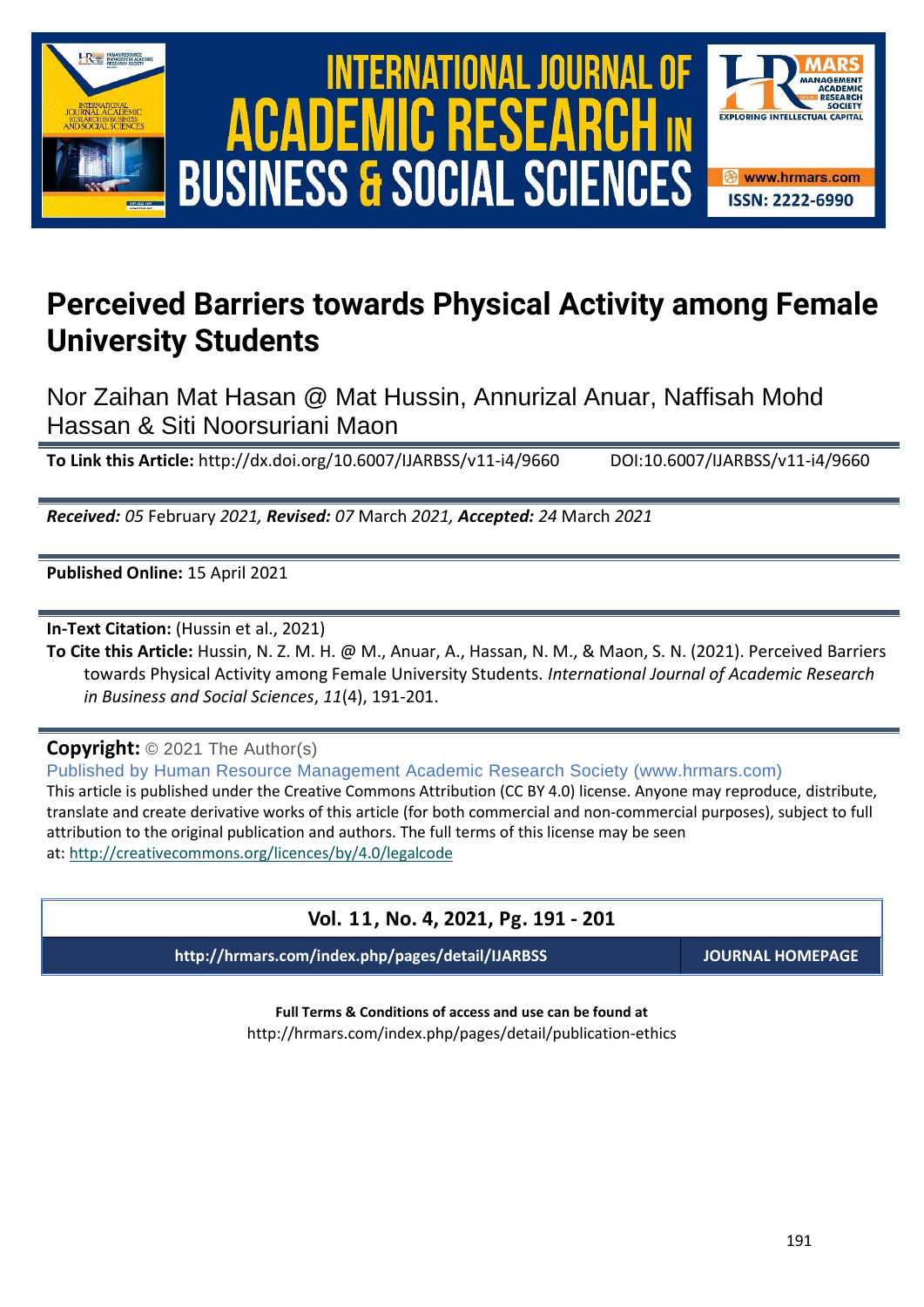# Perceived Barriers towards Physical Activity among Female University Students

Nor Zaihan Mat Hasan @ Mat Hussin, Annurizal Anuar, Naffisah Mohd Hassan & Siti Noorsuriani Maon

**To Link this Article:** http://dx.doi.org/10.6007/IJARBSS/v11-i4/9660 DOI:10.6007/IJARBSS/v11-i4/9660

***Received:*** *05* February *2021,* ***Revised:*** *07* March *2021,* ***Accepted:*** *24* March *2021*

**Published Online:** 15 April 2021

**In-Text Citation:** (Hussin et al., 2021)

**To Cite this Article:** Hussin, N. Z. M. H. @ M., Anuar, A., Hassan, N. M., & Maon, S. N. (2021). Perceived Barriers towards Physical Activity among Female University Students. *International Journal of Academic Research in Business and Social Sciences*, *11*(4), 191-201.

**Copyright:** © 2021 The Author(s)

Published by Human Resource Management Academic Research Society (www.hrmars.com)

This article is published under the Creative Commons Attribution (CC BY 4.0) license. Anyone may reproduce, distribute, translate and create derivative works of this article (for both commercial and non-commercial purposes), subject to full attribution to the original publication and authors. The full terms of this license may be seen at: http://creativecommons.org/licences/by/4.0/legalcode

**Vol. 11, No. 4, 2021, Pg. 191 - 201**

**http://hrmars.com/index.php/pages/detail/IJARBSS** **JOURNAL HOMEPAGE**

**Full Terms & Conditions of access and use can be found at**

http://hrmars.com/index.php/pages/detail/publication-ethics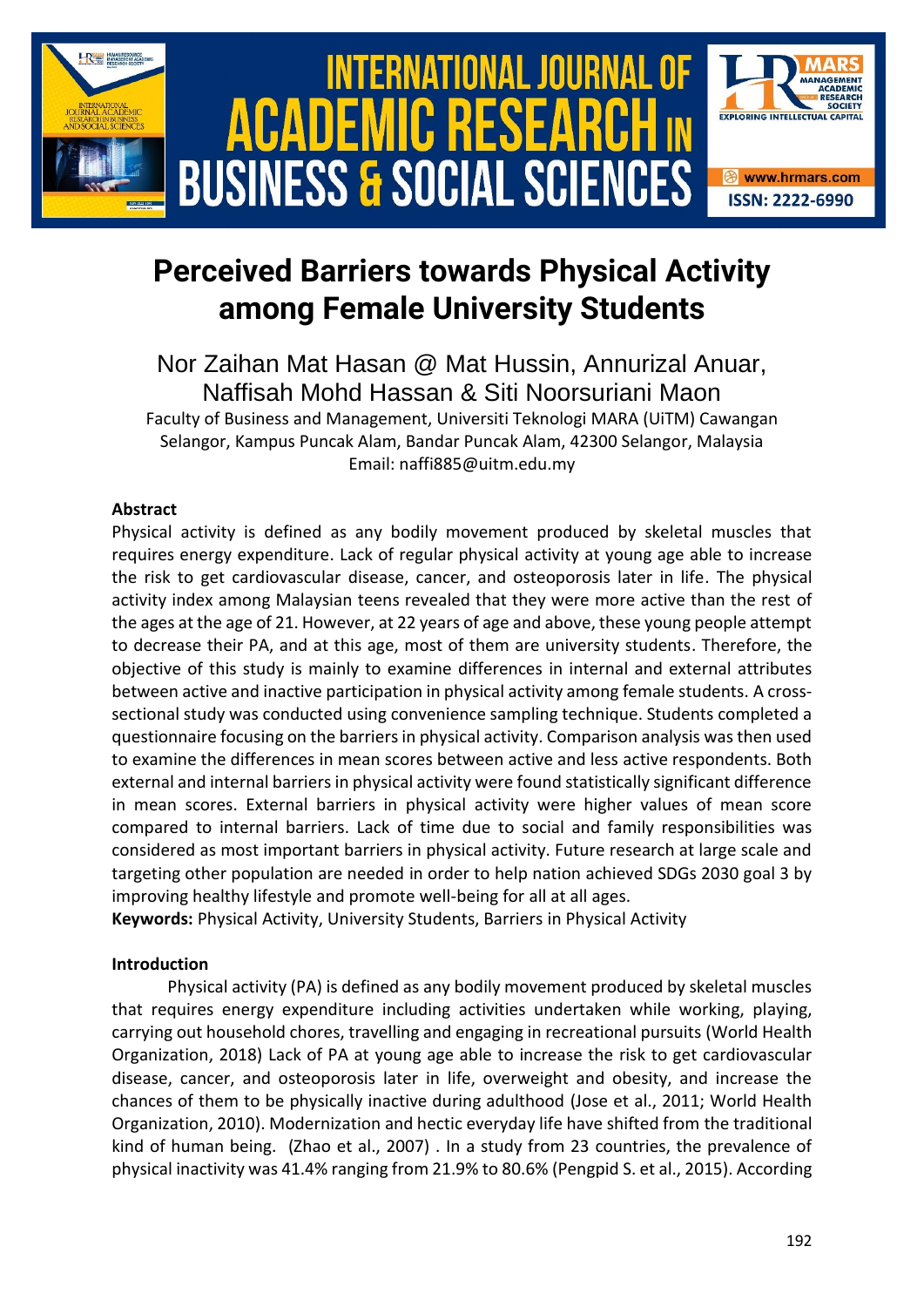# Perceived Barriers towards Physical Activity among Female University Students

Nor Zaihan Mat Hasan @ Mat Hussin, Annurizal Anuar, Naffisah Mohd Hassan & Siti Noorsuriani Maon

Faculty of Business and Management, Universiti Teknologi MARA (UiTM) Cawangan Selangor, Kampus Puncak Alam, Bandar Puncak Alam, 42300 Selangor, Malaysia
Email: naffi885@uitm.edu.my

### Abstract

Physical activity is defined as any bodily movement produced by skeletal muscles that requires energy expenditure. Lack of regular physical activity at young age able to increase the risk to get cardiovascular disease, cancer, and osteoporosis later in life. The physical activity index among Malaysian teens revealed that they were more active than the rest of the ages at the age of 21. However, at 22 years of age and above, these young people attempt to decrease their PA, and at this age, most of them are university students. Therefore, the objective of this study is mainly to examine differences in internal and external attributes between active and inactive participation in physical activity among female students. A cross-sectional study was conducted using convenience sampling technique. Students completed a questionnaire focusing on the barriers in physical activity. Comparison analysis was then used to examine the differences in mean scores between active and less active respondents. Both external and internal barriers in physical activity were found statistically significant difference in mean scores. External barriers in physical activity were higher values of mean score compared to internal barriers. Lack of time due to social and family responsibilities was considered as most important barriers in physical activity. Future research at large scale and targeting other population are needed in order to help nation achieved SDGs 2030 goal 3 by improving healthy lifestyle and promote well-being for all at all ages.

**Keywords:** Physical Activity, University Students, Barriers in Physical Activity

### Introduction

Physical activity (PA) is defined as any bodily movement produced by skeletal muscles that requires energy expenditure including activities undertaken while working, playing, carrying out household chores, travelling and engaging in recreational pursuits (World Health Organization, 2018) Lack of PA at young age able to increase the risk to get cardiovascular disease, cancer, and osteoporosis later in life, overweight and obesity, and increase the chances of them to be physically inactive during adulthood (Jose et al., 2011; World Health Organization, 2010). Modernization and hectic everyday life have shifted from the traditional kind of human being. (Zhao et al., 2007) . In a study from 23 countries, the prevalence of physical inactivity was 41.4% ranging from 21.9% to 80.6% (Pengpid S. et al., 2015). According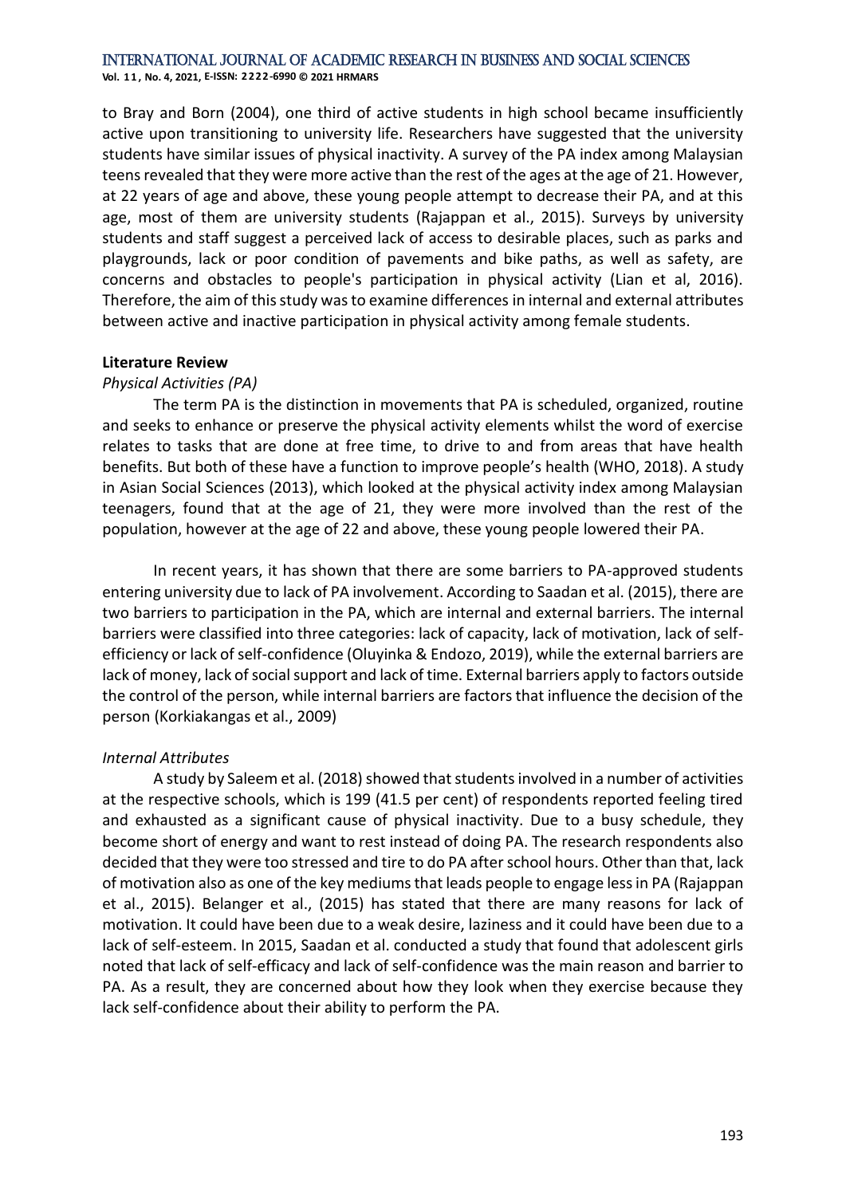to Bray and Born (2004), one third of active students in high school became insufficiently active upon transitioning to university life. Researchers have suggested that the university students have similar issues of physical inactivity. A survey of the PA index among Malaysian teens revealed that they were more active than the rest of the ages at the age of 21. However, at 22 years of age and above, these young people attempt to decrease their PA, and at this age, most of them are university students (Rajappan et al., 2015). Surveys by university students and staff suggest a perceived lack of access to desirable places, such as parks and playgrounds, lack or poor condition of pavements and bike paths, as well as safety, are concerns and obstacles to people's participation in physical activity (Lian et al, 2016). Therefore, the aim of this study was to examine differences in internal and external attributes between active and inactive participation in physical activity among female students.

## Literature Review

### *Physical Activities (PA)*

The term PA is the distinction in movements that PA is scheduled, organized, routine and seeks to enhance or preserve the physical activity elements whilst the word of exercise relates to tasks that are done at free time, to drive to and from areas that have health benefits. But both of these have a function to improve people's health (WHO, 2018). A study in Asian Social Sciences (2013), which looked at the physical activity index among Malaysian teenagers, found that at the age of 21, they were more involved than the rest of the population, however at the age of 22 and above, these young people lowered their PA.

In recent years, it has shown that there are some barriers to PA-approved students entering university due to lack of PA involvement. According to Saadan et al. (2015), there are two barriers to participation in the PA, which are internal and external barriers. The internal barriers were classified into three categories: lack of capacity, lack of motivation, lack of self-efficiency or lack of self-confidence (Oluyinka & Endozo, 2019), while the external barriers are lack of money, lack of social support and lack of time. External barriers apply to factors outside the control of the person, while internal barriers are factors that influence the decision of the person (Korkiakangas et al., 2009)

### *Internal Attributes*

A study by Saleem et al. (2018) showed that students involved in a number of activities at the respective schools, which is 199 (41.5 per cent) of respondents reported feeling tired and exhausted as a significant cause of physical inactivity. Due to a busy schedule, they become short of energy and want to rest instead of doing PA. The research respondents also decided that they were too stressed and tire to do PA after school hours. Other than that, lack of motivation also as one of the key mediums that leads people to engage less in PA (Rajappan et al., 2015). Belanger et al., (2015) has stated that there are many reasons for lack of motivation. It could have been due to a weak desire, laziness and it could have been due to a lack of self-esteem. In 2015, Saadan et al. conducted a study that found that adolescent girls noted that lack of self-efficacy and lack of self-confidence was the main reason and barrier to PA. As a result, they are concerned about how they look when they exercise because they lack self-confidence about their ability to perform the PA.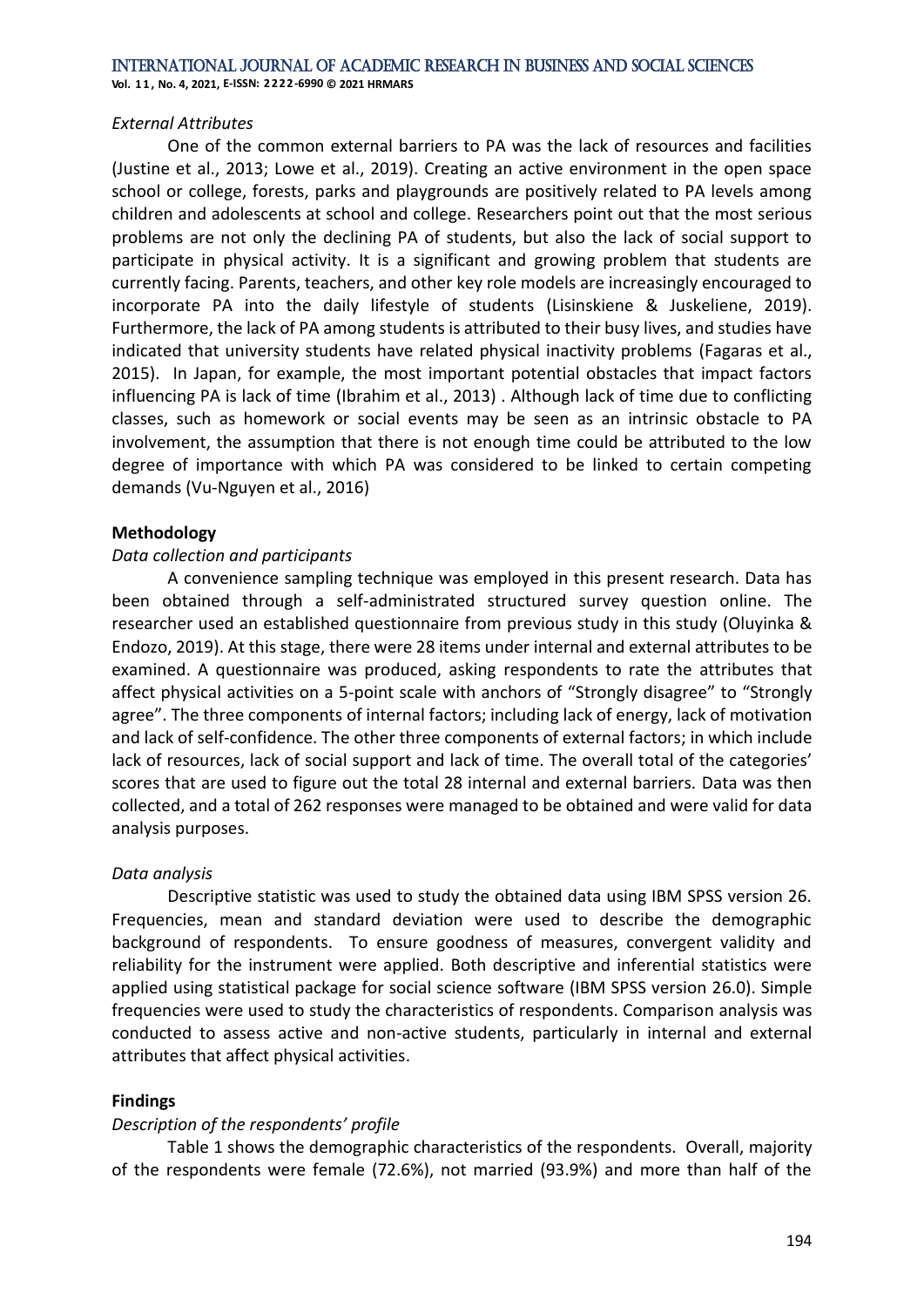*External Attributes*

One of the common external barriers to PA was the lack of resources and facilities (Justine et al., 2013; Lowe et al., 2019). Creating an active environment in the open space school or college, forests, parks and playgrounds are positively related to PA levels among children and adolescents at school and college. Researchers point out that the most serious problems are not only the declining PA of students, but also the lack of social support to participate in physical activity. It is a significant and growing problem that students are currently facing. Parents, teachers, and other key role models are increasingly encouraged to incorporate PA into the daily lifestyle of students (Lisinskiene & Juskeliene, 2019). Furthermore, the lack of PA among students is attributed to their busy lives, and studies have indicated that university students have related physical inactivity problems (Fagaras et al., 2015). In Japan, for example, the most important potential obstacles that impact factors influencing PA is lack of time (Ibrahim et al., 2013) . Although lack of time due to conflicting classes, such as homework or social events may be seen as an intrinsic obstacle to PA involvement, the assumption that there is not enough time could be attributed to the low degree of importance with which PA was considered to be linked to certain competing demands (Vu-Nguyen et al., 2016)

## Methodology

*Data collection and participants*

A convenience sampling technique was employed in this present research. Data has been obtained through a self-administrated structured survey question online. The researcher used an established questionnaire from previous study in this study (Oluyinka & Endozo, 2019). At this stage, there were 28 items under internal and external attributes to be examined. A questionnaire was produced, asking respondents to rate the attributes that affect physical activities on a 5-point scale with anchors of "Strongly disagree" to "Strongly agree". The three components of internal factors; including lack of energy, lack of motivation and lack of self-confidence. The other three components of external factors; in which include lack of resources, lack of social support and lack of time. The overall total of the categories' scores that are used to figure out the total 28 internal and external barriers. Data was then collected, and a total of 262 responses were managed to be obtained and were valid for data analysis purposes.

*Data analysis*

Descriptive statistic was used to study the obtained data using IBM SPSS version 26. Frequencies, mean and standard deviation were used to describe the demographic background of respondents. To ensure goodness of measures, convergent validity and reliability for the instrument were applied. Both descriptive and inferential statistics were applied using statistical package for social science software (IBM SPSS version 26.0). Simple frequencies were used to study the characteristics of respondents. Comparison analysis was conducted to assess active and non-active students, particularly in internal and external attributes that affect physical activities.

## Findings

*Description of the respondents' profile*

Table 1 shows the demographic characteristics of the respondents. Overall, majority of the respondents were female (72.6%), not married (93.9%) and more than half of the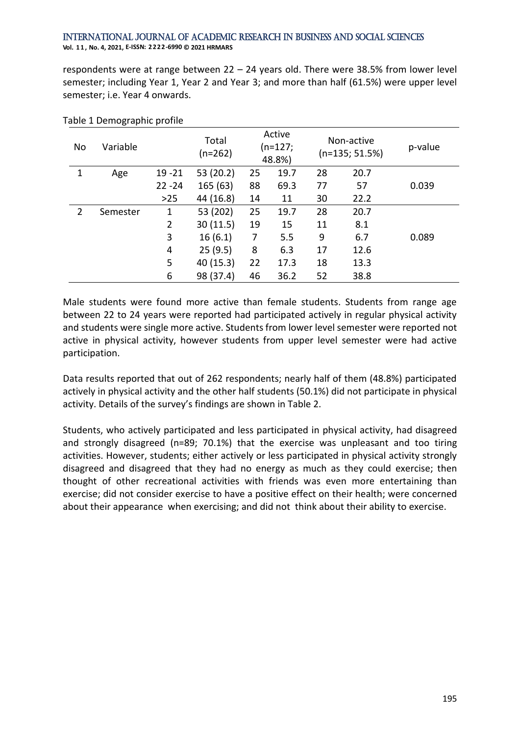respondents were at range between 22 – 24 years old. There were 38.5% from lower level semester; including Year 1, Year 2 and Year 3; and more than half (61.5%) were upper level semester; i.e. Year 4 onwards.

Table 1 Demographic profile

| No | Variable | | Total (n=262) | Active (n=127; 48.8%) | | Non-active (n=135; 51.5%) | | p-value |
|---|---|---|---|---|---|---|---|---|
| 1 | Age | 19 -21 | 53 (20.2) | 25 | 19.7 | 28 | 20.7 | |
| | | 22 -24 | 165 (63) | 88 | 69.3 | 77 | 57 | 0.039 |
| | | >25 | 44 (16.8) | 14 | 11 | 30 | 22.2 | |
| 2 | Semester | 1 | 53 (202) | 25 | 19.7 | 28 | 20.7 | |
| | | 2 | 30 (11.5) | 19 | 15 | 11 | 8.1 | |
| | | 3 | 16 (6.1) | 7 | 5.5 | 9 | 6.7 | 0.089 |
| | | 4 | 25 (9.5) | 8 | 6.3 | 17 | 12.6 | |
| | | 5 | 40 (15.3) | 22 | 17.3 | 18 | 13.3 | |
| | | 6 | 98 (37.4) | 46 | 36.2 | 52 | 38.8 | |

Male students were found more active than female students. Students from range age between 22 to 24 years were reported had participated actively in regular physical activity and students were single more active. Students from lower level semester were reported not active in physical activity, however students from upper level semester were had active participation.

Data results reported that out of 262 respondents; nearly half of them (48.8%) participated actively in physical activity and the other half students (50.1%) did not participate in physical activity. Details of the survey's findings are shown in Table 2.

Students, who actively participated and less participated in physical activity, had disagreed and strongly disagreed (n=89; 70.1%) that the exercise was unpleasant and too tiring activities. However, students; either actively or less participated in physical activity strongly disagreed and disagreed that they had no energy as much as they could exercise; then thought of other recreational activities with friends was even more entertaining than exercise; did not consider exercise to have a positive effect on their health; were concerned about their appearance when exercising; and did not think about their ability to exercise.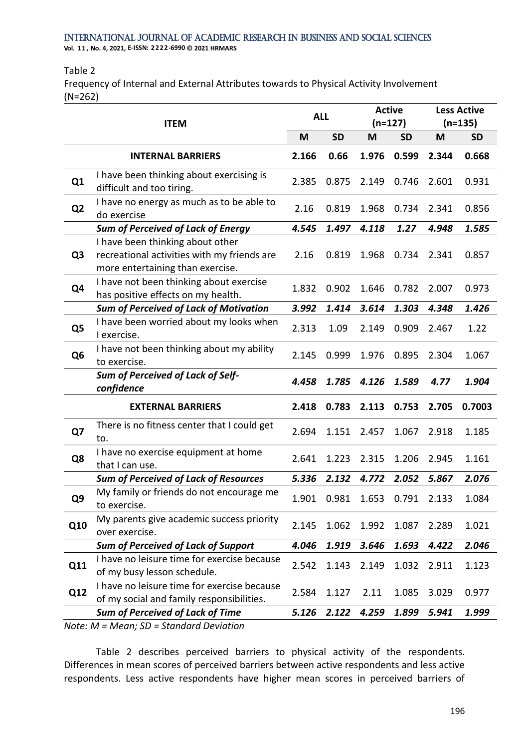Table 2
Frequency of Internal and External Attributes towards to Physical Activity Involvement (N=262)

| | ITEM | ALL | | Active (n=127) | | Less Active (n=135) | |
|---|---|---|---|---|---|---|---|
| | | M | SD | M | SD | M | SD |
| | **INTERNAL BARRIERS** | **2.166** | **0.66** | **1.976** | **0.599** | **2.344** | **0.668** |
| **Q1** | I have been thinking about exercising is difficult and too tiring. | 2.385 | 0.875 | 2.149 | 0.746 | 2.601 | 0.931 |
| **Q2** | I have no energy as much as to be able to do exercise | 2.16 | 0.819 | 1.968 | 0.734 | 2.341 | 0.856 |
| | ***Sum of Perceived of Lack of Energy*** | ***4.545*** | ***1.497*** | ***4.118*** | ***1.27*** | ***4.948*** | ***1.585*** |
| **Q3** | I have been thinking about other recreational activities with my friends are more entertaining than exercise. | 2.16 | 0.819 | 1.968 | 0.734 | 2.341 | 0.857 |
| **Q4** | I have not been thinking about exercise has positive effects on my health. | 1.832 | 0.902 | 1.646 | 0.782 | 2.007 | 0.973 |
| | ***Sum of Perceived of Lack of Motivation*** | ***3.992*** | ***1.414*** | ***3.614*** | ***1.303*** | ***4.348*** | ***1.426*** |
| **Q5** | I have been worried about my looks when I exercise. | 2.313 | 1.09 | 2.149 | 0.909 | 2.467 | 1.22 |
| **Q6** | I have not been thinking about my ability to exercise. | 2.145 | 0.999 | 1.976 | 0.895 | 2.304 | 1.067 |
| | ***Sum of Perceived of Lack of Self-confidence*** | ***4.458*** | ***1.785*** | ***4.126*** | ***1.589*** | ***4.77*** | ***1.904*** |
| | **EXTERNAL BARRIERS** | **2.418** | **0.783** | **2.113** | **0.753** | **2.705** | **0.7003** |
| **Q7** | There is no fitness center that I could get to. | 2.694 | 1.151 | 2.457 | 1.067 | 2.918 | 1.185 |
| **Q8** | I have no exercise equipment at home that I can use. | 2.641 | 1.223 | 2.315 | 1.206 | 2.945 | 1.161 |
| | ***Sum of Perceived of Lack of Resources*** | ***5.336*** | ***2.132*** | ***4.772*** | ***2.052*** | ***5.867*** | ***2.076*** |
| **Q9** | My family or friends do not encourage me to exercise. | 1.901 | 0.981 | 1.653 | 0.791 | 2.133 | 1.084 |
| **Q10** | My parents give academic success priority over exercise. | 2.145 | 1.062 | 1.992 | 1.087 | 2.289 | 1.021 |
| | ***Sum of Perceived of Lack of Support*** | ***4.046*** | ***1.919*** | ***3.646*** | ***1.693*** | ***4.422*** | ***2.046*** |
| **Q11** | I have no leisure time for exercise because of my busy lesson schedule. | 2.542 | 1.143 | 2.149 | 1.032 | 2.911 | 1.123 |
| **Q12** | I have no leisure time for exercise because of my social and family responsibilities. | 2.584 | 1.127 | 2.11 | 1.085 | 3.029 | 0.977 |
| | ***Sum of Perceived of Lack of Time*** | ***5.126*** | ***2.122*** | ***4.259*** | ***1.899*** | ***5.941*** | ***1.999*** |

*Note: M = Mean; SD = Standard Deviation*

Table 2 describes perceived barriers to physical activity of the respondents. Differences in mean scores of perceived barriers between active respondents and less active respondents. Less active respondents have higher mean scores in perceived barriers of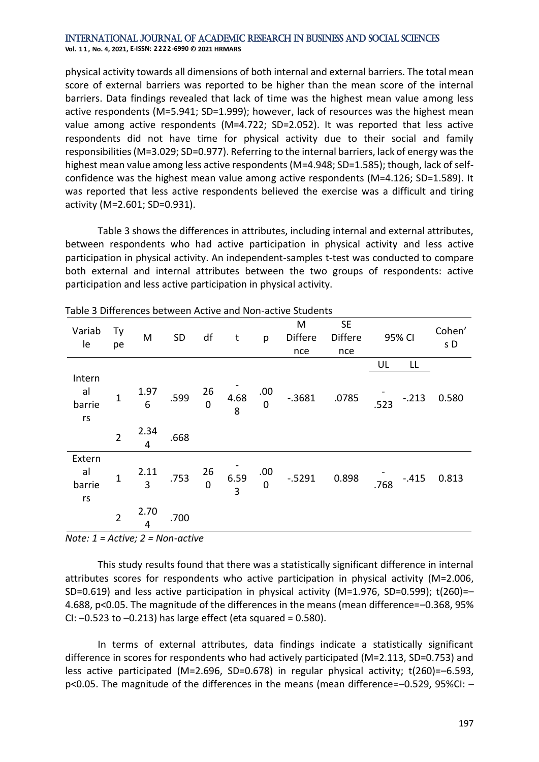physical activity towards all dimensions of both internal and external barriers. The total mean score of external barriers was reported to be higher than the mean score of the internal barriers. Data findings revealed that lack of time was the highest mean value among less active respondents (M=5.941; SD=1.999); however, lack of resources was the highest mean value among active respondents (M=4.722; SD=2.052). It was reported that less active respondents did not have time for physical activity due to their social and family responsibilities (M=3.029; SD=0.977). Referring to the internal barriers, lack of energy was the highest mean value among less active respondents (M=4.948; SD=1.585); though, lack of self-confidence was the highest mean value among active respondents (M=4.126; SD=1.589). It was reported that less active respondents believed the exercise was a difficult and tiring activity (M=2.601; SD=0.931).

Table 3 shows the differences in attributes, including internal and external attributes, between respondents who had active participation in physical activity and less active participation in physical activity. An independent-samples t-test was conducted to compare both external and internal attributes between the two groups of respondents: active participation and less active participation in physical activity.

Table 3 Differences between Active and Non-active Students

| Variable | Type | M | SD | df | t | p | M Difference | SE Difference | 95% CI | | Cohen's D |
|---|---|---|---|---|---|---|---|---|---|---|---|
| | | | | | | | | | UL | LL | |
| Internal barriers | 1 | 1.976 | .599 | 260 | -4.688 | .000 | -.3681 | .0785 | -.523 | -.213 | 0.580 |
| | 2 | 2.344 | .668 | | | | | | | | |
| External barriers | 1 | 2.113 | .753 | 260 | -6.593 | .000 | -.5291 | 0.898 | -.768 | -.415 | 0.813 |
| | 2 | 2.704 | .700 | | | | | | | | |

*Note: 1 = Active; 2 = Non-active*

This study results found that there was a statistically significant difference in internal attributes scores for respondents who active participation in physical activity (M=2.006, SD=0.619) and less active participation in physical activity (M=1.976, SD=0.599); t(260)=–4.688, p<0.05. The magnitude of the differences in the means (mean difference=–0.368, 95% CI: –0.523 to –0.213) has large effect (eta squared = 0.580).

In terms of external attributes, data findings indicate a statistically significant difference in scores for respondents who had actively participated (M=2.113, SD=0.753) and less active participated (M=2.696, SD=0.678) in regular physical activity; t(260)=–6.593, p<0.05. The magnitude of the differences in the means (mean difference=–0.529, 95%CI: –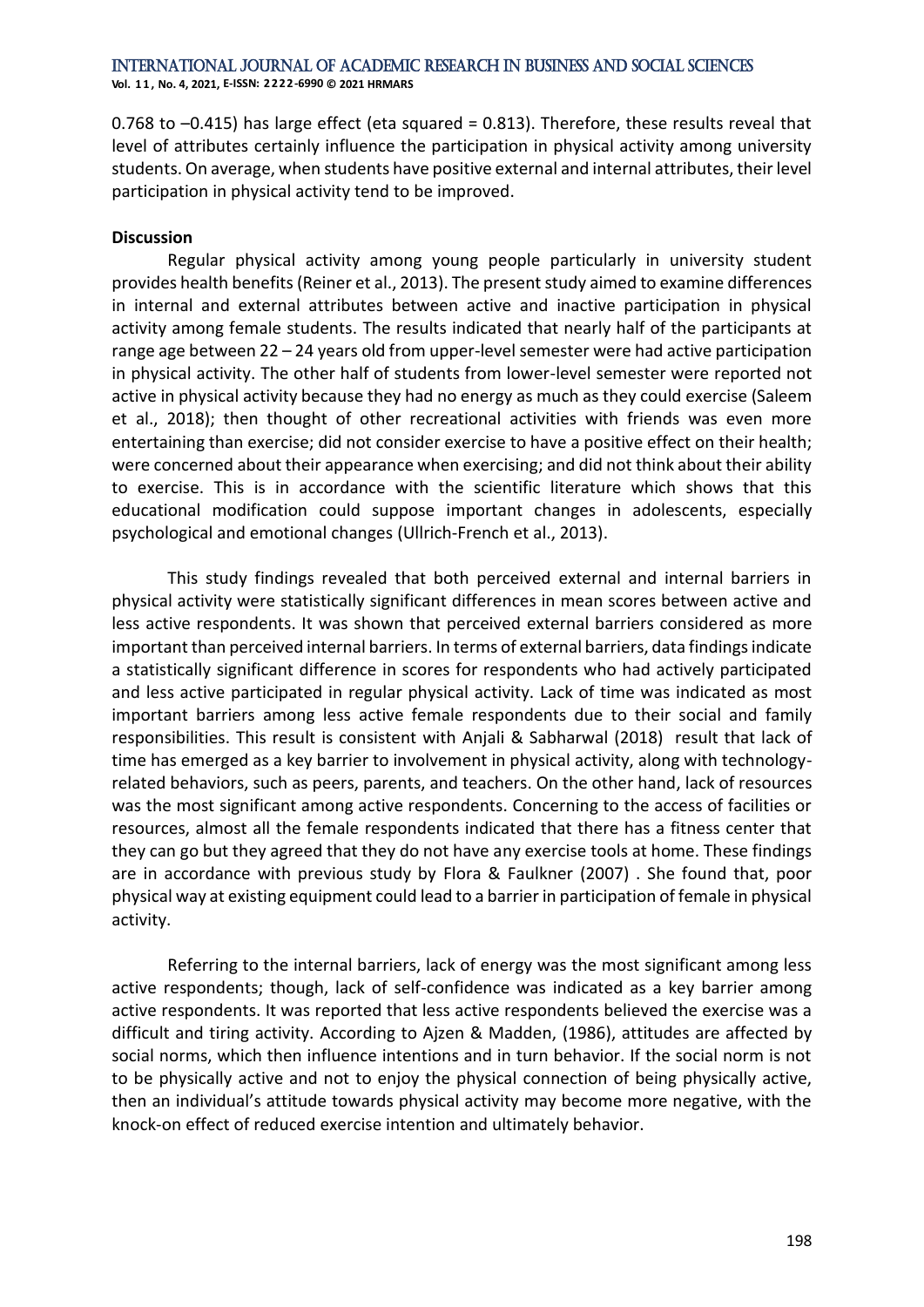0.768 to –0.415) has large effect (eta squared = 0.813). Therefore, these results reveal that level of attributes certainly influence the participation in physical activity among university students. On average, when students have positive external and internal attributes, their level participation in physical activity tend to be improved.

**Discussion**

Regular physical activity among young people particularly in university student provides health benefits (Reiner et al., 2013). The present study aimed to examine differences in internal and external attributes between active and inactive participation in physical activity among female students. The results indicated that nearly half of the participants at range age between 22 – 24 years old from upper-level semester were had active participation in physical activity. The other half of students from lower-level semester were reported not active in physical activity because they had no energy as much as they could exercise (Saleem et al., 2018); then thought of other recreational activities with friends was even more entertaining than exercise; did not consider exercise to have a positive effect on their health; were concerned about their appearance when exercising; and did not think about their ability to exercise. This is in accordance with the scientific literature which shows that this educational modification could suppose important changes in adolescents, especially psychological and emotional changes (Ullrich-French et al., 2013).

This study findings revealed that both perceived external and internal barriers in physical activity were statistically significant differences in mean scores between active and less active respondents. It was shown that perceived external barriers considered as more important than perceived internal barriers. In terms of external barriers, data findings indicate a statistically significant difference in scores for respondents who had actively participated and less active participated in regular physical activity. Lack of time was indicated as most important barriers among less active female respondents due to their social and family responsibilities. This result is consistent with Anjali & Sabharwal (2018) result that lack of time has emerged as a key barrier to involvement in physical activity, along with technology-related behaviors, such as peers, parents, and teachers. On the other hand, lack of resources was the most significant among active respondents. Concerning to the access of facilities or resources, almost all the female respondents indicated that there has a fitness center that they can go but they agreed that they do not have any exercise tools at home. These findings are in accordance with previous study by Flora & Faulkner (2007) . She found that, poor physical way at existing equipment could lead to a barrier in participation of female in physical activity.

Referring to the internal barriers, lack of energy was the most significant among less active respondents; though, lack of self-confidence was indicated as a key barrier among active respondents. It was reported that less active respondents believed the exercise was a difficult and tiring activity. According to Ajzen & Madden, (1986), attitudes are affected by social norms, which then influence intentions and in turn behavior. If the social norm is not to be physically active and not to enjoy the physical connection of being physically active, then an individual's attitude towards physical activity may become more negative, with the knock-on effect of reduced exercise intention and ultimately behavior.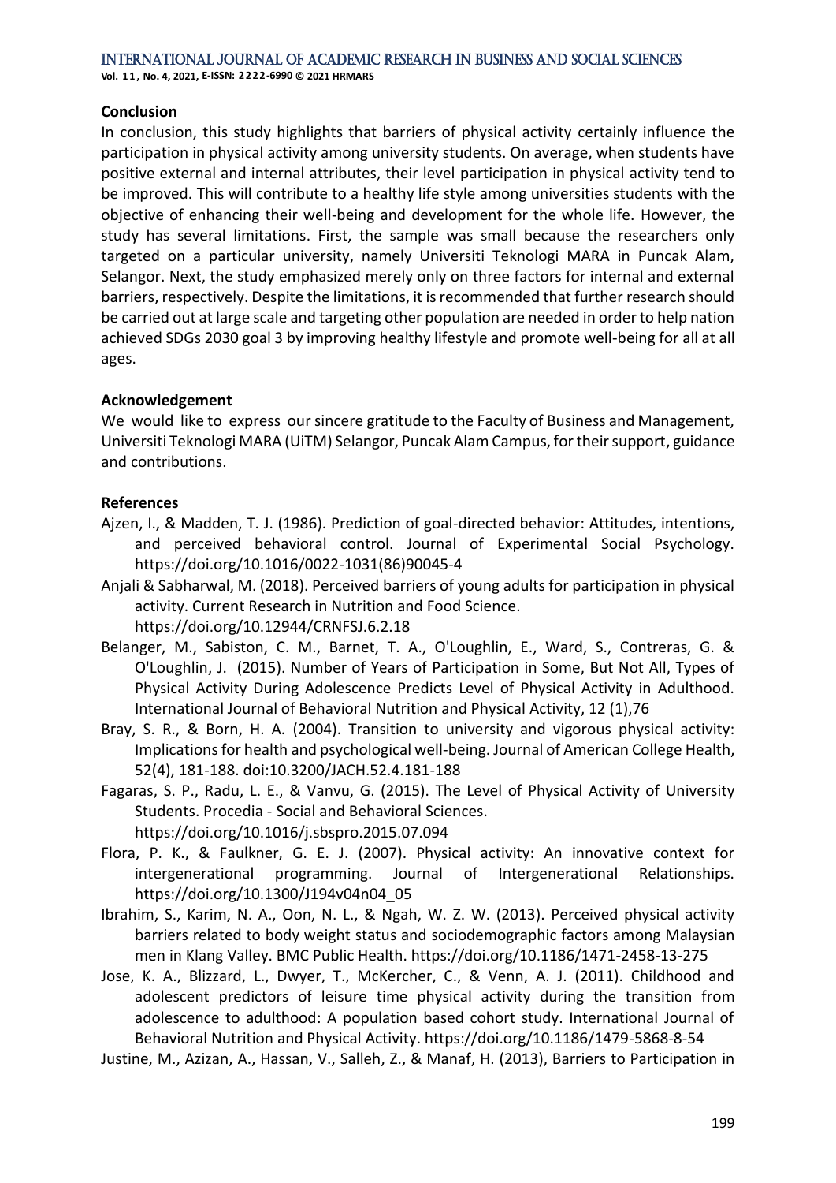## Conclusion

In conclusion, this study highlights that barriers of physical activity certainly influence the participation in physical activity among university students. On average, when students have positive external and internal attributes, their level participation in physical activity tend to be improved. This will contribute to a healthy life style among universities students with the objective of enhancing their well-being and development for the whole life. However, the study has several limitations. First, the sample was small because the researchers only targeted on a particular university, namely Universiti Teknologi MARA in Puncak Alam, Selangor. Next, the study emphasized merely only on three factors for internal and external barriers, respectively. Despite the limitations, it is recommended that further research should be carried out at large scale and targeting other population are needed in order to help nation achieved SDGs 2030 goal 3 by improving healthy lifestyle and promote well-being for all at all ages.

## Acknowledgement

We would like to express our sincere gratitude to the Faculty of Business and Management, Universiti Teknologi MARA (UiTM) Selangor, Puncak Alam Campus, for their support, guidance and contributions.

## References

Ajzen, I., & Madden, T. J. (1986). Prediction of goal-directed behavior: Attitudes, intentions, and perceived behavioral control. Journal of Experimental Social Psychology. https://doi.org/10.1016/0022-1031(86)90045-4

Anjali & Sabharwal, M. (2018). Perceived barriers of young adults for participation in physical activity. Current Research in Nutrition and Food Science. https://doi.org/10.12944/CRNFSJ.6.2.18

Belanger, M., Sabiston, C. M., Barnet, T. A., O'Loughlin, E., Ward, S., Contreras, G. & O'Loughlin, J. (2015). Number of Years of Participation in Some, But Not All, Types of Physical Activity During Adolescence Predicts Level of Physical Activity in Adulthood. International Journal of Behavioral Nutrition and Physical Activity, 12 (1),76

Bray, S. R., & Born, H. A. (2004). Transition to university and vigorous physical activity: Implications for health and psychological well-being. Journal of American College Health, 52(4), 181-188. doi:10.3200/JACH.52.4.181-188

Fagaras, S. P., Radu, L. E., & Vanvu, G. (2015). The Level of Physical Activity of University Students. Procedia - Social and Behavioral Sciences. https://doi.org/10.1016/j.sbspro.2015.07.094

Flora, P. K., & Faulkner, G. E. J. (2007). Physical activity: An innovative context for intergenerational programming. Journal of Intergenerational Relationships. https://doi.org/10.1300/J194v04n04_05

Ibrahim, S., Karim, N. A., Oon, N. L., & Ngah, W. Z. W. (2013). Perceived physical activity barriers related to body weight status and sociodemographic factors among Malaysian men in Klang Valley. BMC Public Health. https://doi.org/10.1186/1471-2458-13-275

Jose, K. A., Blizzard, L., Dwyer, T., McKercher, C., & Venn, A. J. (2011). Childhood and adolescent predictors of leisure time physical activity during the transition from adolescence to adulthood: A population based cohort study. International Journal of Behavioral Nutrition and Physical Activity. https://doi.org/10.1186/1479-5868-8-54

Justine, M., Azizan, A., Hassan, V., Salleh, Z., & Manaf, H. (2013), Barriers to Participation in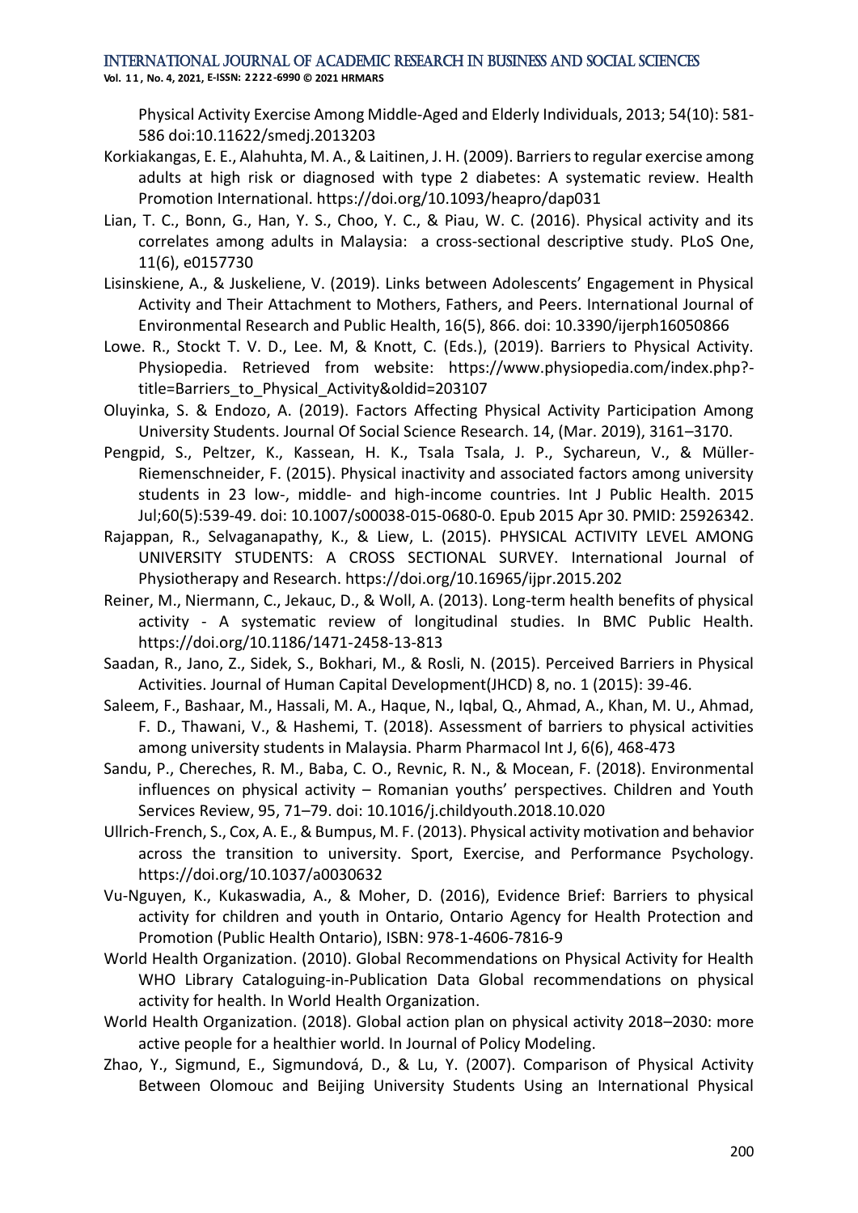Physical Activity Exercise Among Middle-Aged and Elderly Individuals, 2013; 54(10): 581-586 doi:10.11622/smedj.2013203

Korkiakangas, E. E., Alahuhta, M. A., & Laitinen, J. H. (2009). Barriers to regular exercise among adults at high risk or diagnosed with type 2 diabetes: A systematic review. Health Promotion International. https://doi.org/10.1093/heapro/dap031

Lian, T. C., Bonn, G., Han, Y. S., Choo, Y. C., & Piau, W. C. (2016). Physical activity and its correlates among adults in Malaysia: a cross-sectional descriptive study. PLoS One, 11(6), e0157730

Lisinskiene, A., & Juskeliene, V. (2019). Links between Adolescents' Engagement in Physical Activity and Their Attachment to Mothers, Fathers, and Peers. International Journal of Environmental Research and Public Health, 16(5), 866. doi: 10.3390/ijerph16050866

Lowe. R., Stockt T. V. D., Lee. M, & Knott, C. (Eds.), (2019). Barriers to Physical Activity. Physiopedia. Retrieved from website: https://www.physiopedia.com/index.php?-title=Barriers_to_Physical_Activity&oldid=203107

Oluyinka, S. & Endozo, A. (2019). Factors Affecting Physical Activity Participation Among University Students. Journal Of Social Science Research. 14, (Mar. 2019), 3161–3170.

Pengpid, S., Peltzer, K., Kassean, H. K., Tsala Tsala, J. P., Sychareun, V., & Müller-Riemenschneider, F. (2015). Physical inactivity and associated factors among university students in 23 low-, middle- and high-income countries. Int J Public Health. 2015 Jul;60(5):539-49. doi: 10.1007/s00038-015-0680-0. Epub 2015 Apr 30. PMID: 25926342.

Rajappan, R., Selvaganapathy, K., & Liew, L. (2015). PHYSICAL ACTIVITY LEVEL AMONG UNIVERSITY STUDENTS: A CROSS SECTIONAL SURVEY. International Journal of Physiotherapy and Research. https://doi.org/10.16965/ijpr.2015.202

Reiner, M., Niermann, C., Jekauc, D., & Woll, A. (2013). Long-term health benefits of physical activity - A systematic review of longitudinal studies. In BMC Public Health. https://doi.org/10.1186/1471-2458-13-813

Saadan, R., Jano, Z., Sidek, S., Bokhari, M., & Rosli, N. (2015). Perceived Barriers in Physical Activities. Journal of Human Capital Development(JHCD) 8, no. 1 (2015): 39-46.

Saleem, F., Bashaar, M., Hassali, M. A., Haque, N., Iqbal, Q., Ahmad, A., Khan, M. U., Ahmad, F. D., Thawani, V., & Hashemi, T. (2018). Assessment of barriers to physical activities among university students in Malaysia. Pharm Pharmacol Int J, 6(6), 468-473

Sandu, P., Chereches, R. M., Baba, C. O., Revnic, R. N., & Mocean, F. (2018). Environmental influences on physical activity – Romanian youths' perspectives. Children and Youth Services Review, 95, 71–79. doi: 10.1016/j.childyouth.2018.10.020

Ullrich-French, S., Cox, A. E., & Bumpus, M. F. (2013). Physical activity motivation and behavior across the transition to university. Sport, Exercise, and Performance Psychology. https://doi.org/10.1037/a0030632

Vu-Nguyen, K., Kukaswadia, A., & Moher, D. (2016), Evidence Brief: Barriers to physical activity for children and youth in Ontario, Ontario Agency for Health Protection and Promotion (Public Health Ontario), ISBN: 978-1-4606-7816-9

World Health Organization. (2010). Global Recommendations on Physical Activity for Health WHO Library Cataloguing-in-Publication Data Global recommendations on physical activity for health. In World Health Organization.

World Health Organization. (2018). Global action plan on physical activity 2018–2030: more active people for a healthier world. In Journal of Policy Modeling.

Zhao, Y., Sigmund, E., Sigmundová, D., & Lu, Y. (2007). Comparison of Physical Activity Between Olomouc and Beijing University Students Using an International Physical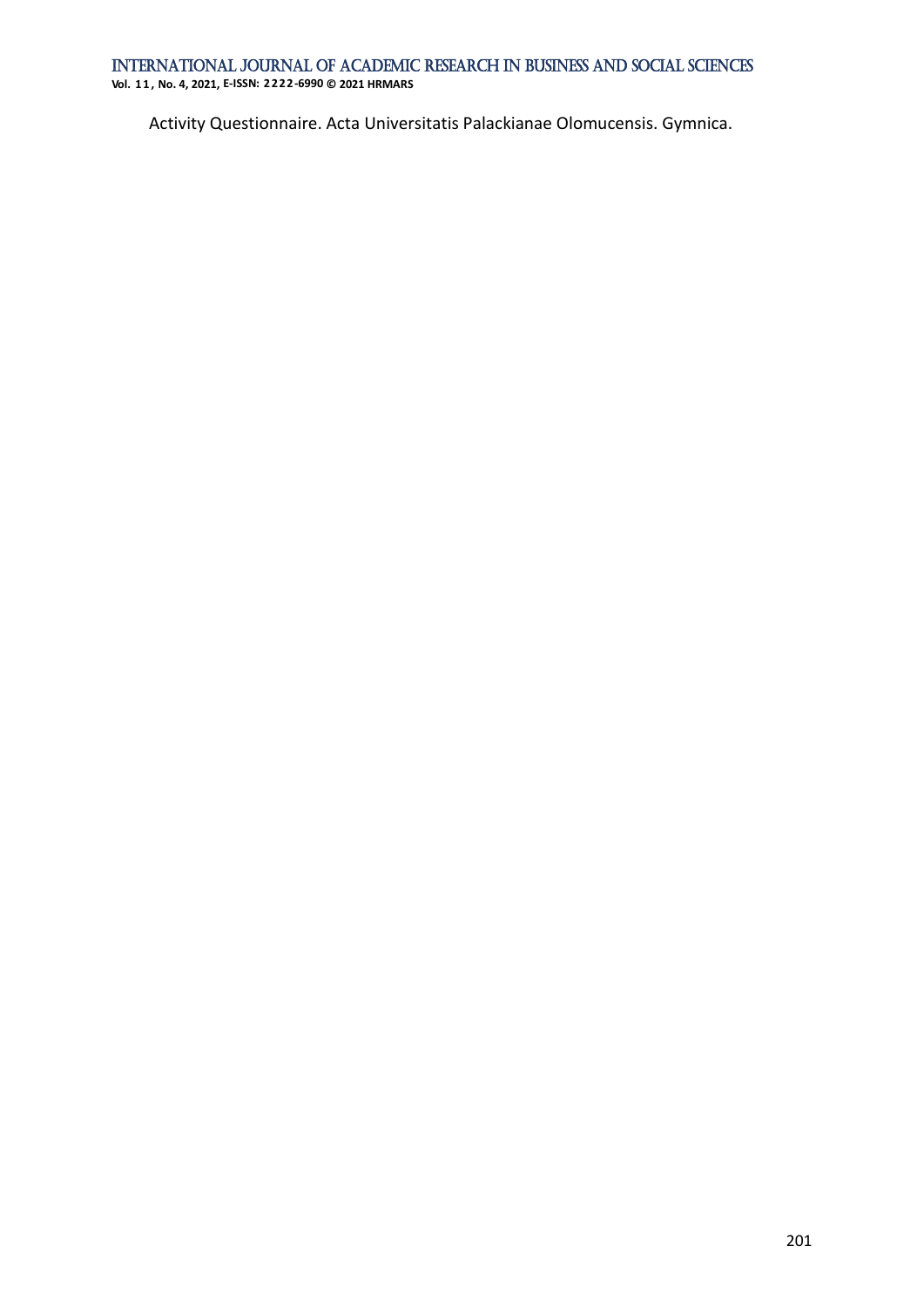Activity Questionnaire. Acta Universitatis Palackianae Olomucensis. Gymnica.